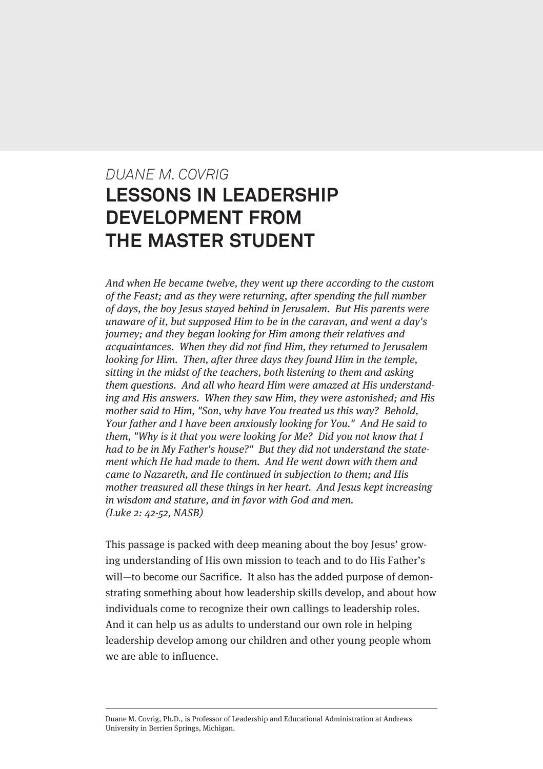*DUANE M. COVRIG*

# LESSONS IN LEADERSHIP DEVELOPMENT FROM THE MASTER STUDENT

*And when He became twelve, they went up there according to the custom of the Feast; and as they were returning, after spending the full number of days, the boy Jesus stayed behind in Jerusalem. But His parents were unaware of it, but supposed Him to be in the caravan, and went a day's journey; and they began looking for Him among their relatives and acquaintances. When they did not find Him, they returned to Jerusalem looking for Him. Then, after three days they found Him in the temple, sitting in the midst of the teachers, both listening to them and asking them questions. And all who heard Him were amazed at His understanding and His answers. When they saw Him, they were astonished; and His mother said to Him, "Son, why have You treated us this way? Behold, Your father and I have been anxiously looking for You." And He said to them, "Why is it that you were looking for Me? Did you not know that I had to be in My Father's house?" But they did not understand the statement which He had made to them. And He went down with them and came to Nazareth, and He continued in subjection to them; and His mother treasured all these things in her heart. And Jesus kept increasing in wisdom and stature, and in favor with God and men.*
*(Luke 2: 42-52, NASB)*

This passage is packed with deep meaning about the boy Jesus' growing understanding of His own mission to teach and to do His Father's will—to become our Sacrifice. It also has the added purpose of demonstrating something about how leadership skills develop, and about how individuals come to recognize their own callings to leadership roles. And it can help us as adults to understand our own role in helping leadership develop among our children and other young people whom we are able to influence.

---

Duane M. Covrig, Ph.D., is Professor of Leadership and Educational Administration at Andrews University in Berrien Springs, Michigan.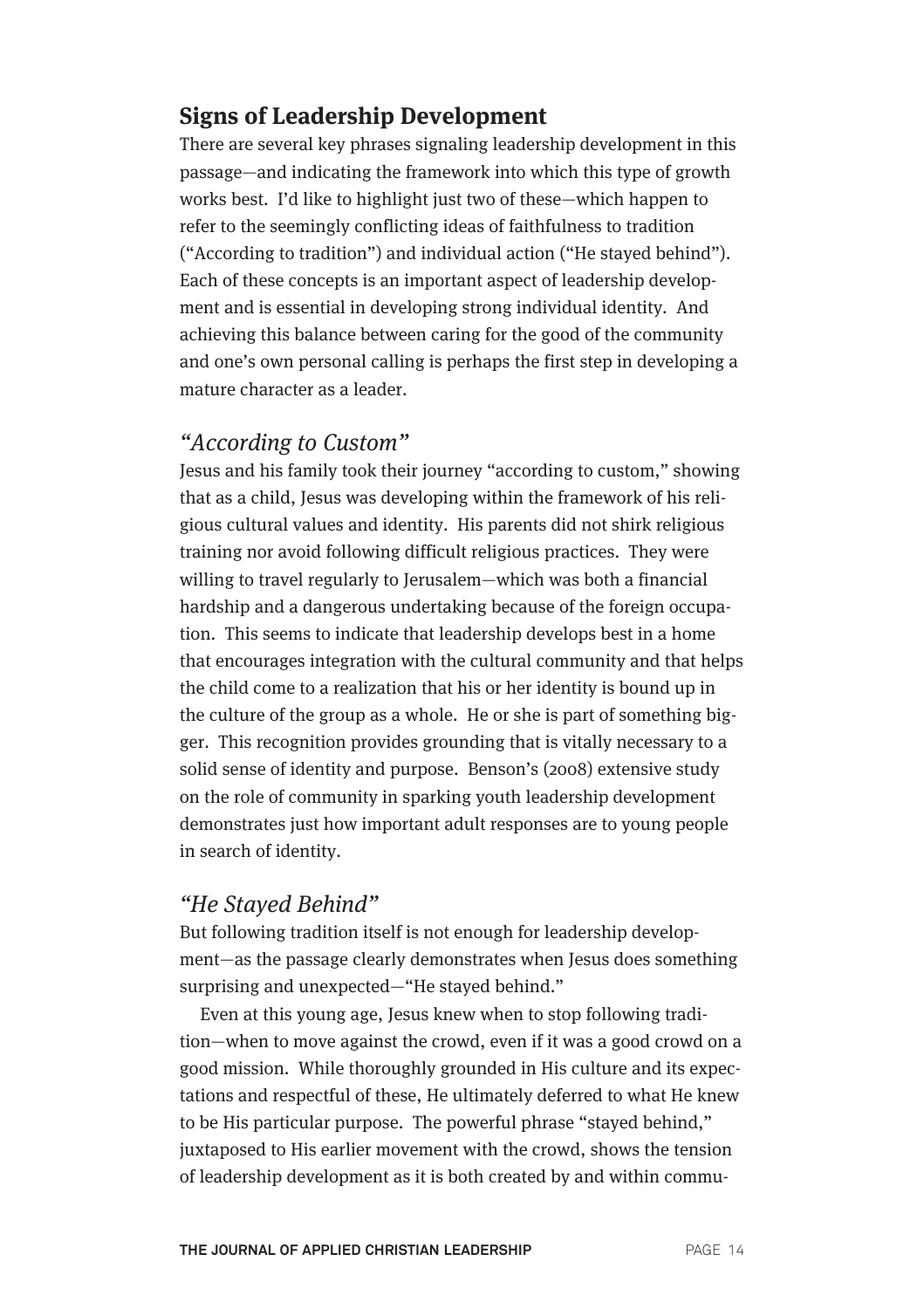## Signs of Leadership Development

There are several key phrases signaling leadership development in this passage—and indicating the framework into which this type of growth works best. I'd like to highlight just two of these—which happen to refer to the seemingly conflicting ideas of faithfulness to tradition ("According to tradition") and individual action ("He stayed behind"). Each of these concepts is an important aspect of leadership development and is essential in developing strong individual identity. And achieving this balance between caring for the good of the community and one's own personal calling is perhaps the first step in developing a mature character as a leader.

### *"According to Custom"*

Jesus and his family took their journey "according to custom," showing that as a child, Jesus was developing within the framework of his religious cultural values and identity. His parents did not shirk religious training nor avoid following difficult religious practices. They were willing to travel regularly to Jerusalem—which was both a financial hardship and a dangerous undertaking because of the foreign occupation. This seems to indicate that leadership develops best in a home that encourages integration with the cultural community and that helps the child come to a realization that his or her identity is bound up in the culture of the group as a whole. He or she is part of something bigger. This recognition provides grounding that is vitally necessary to a solid sense of identity and purpose. Benson's (2008) extensive study on the role of community in sparking youth leadership development demonstrates just how important adult responses are to young people in search of identity.

### *"He Stayed Behind"*

But following tradition itself is not enough for leadership development—as the passage clearly demonstrates when Jesus does something surprising and unexpected—"He stayed behind."

Even at this young age, Jesus knew when to stop following tradition—when to move against the crowd, even if it was a good crowd on a good mission. While thoroughly grounded in His culture and its expectations and respectful of these, He ultimately deferred to what He knew to be His particular purpose. The powerful phrase "stayed behind," juxtaposed to His earlier movement with the crowd, shows the tension of leadership development as it is both created by and within commu-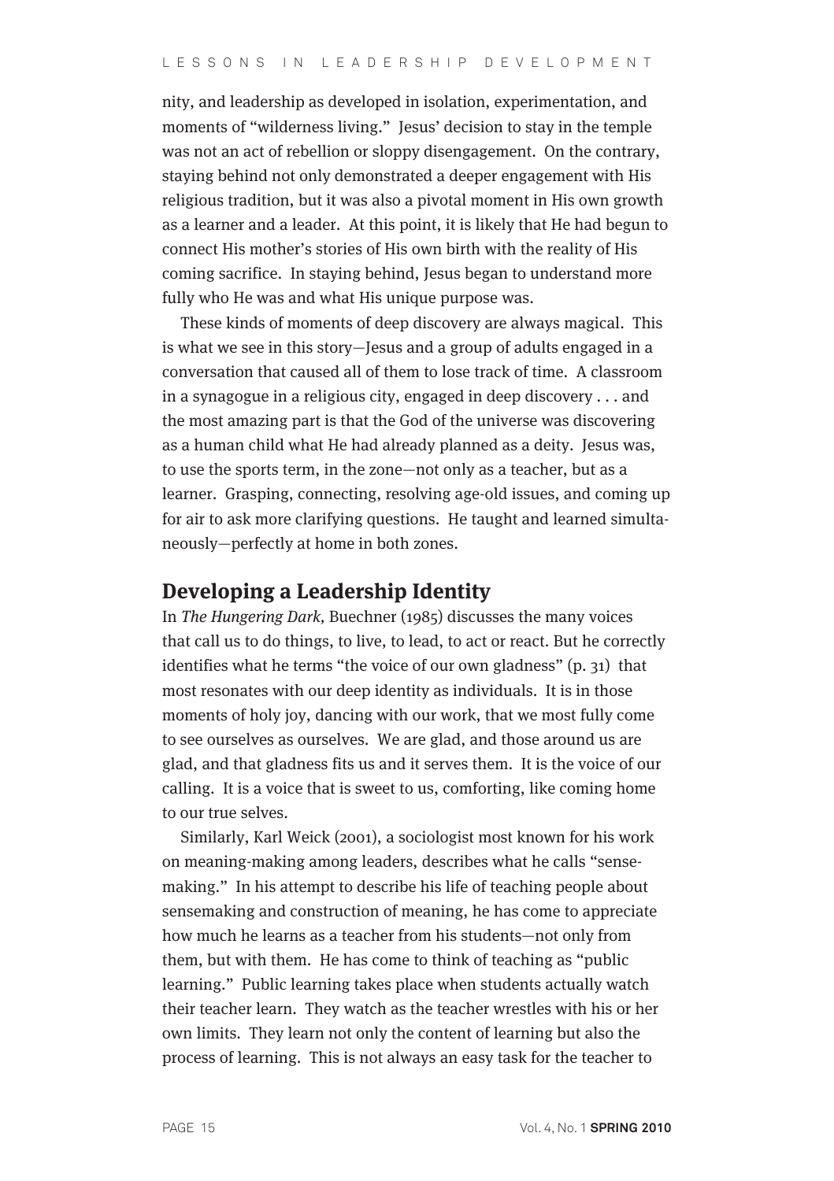nity, and leadership as developed in isolation, experimentation, and moments of "wilderness living." Jesus' decision to stay in the temple was not an act of rebellion or sloppy disengagement. On the contrary, staying behind not only demonstrated a deeper engagement with His religious tradition, but it was also a pivotal moment in His own growth as a learner and a leader. At this point, it is likely that He had begun to connect His mother's stories of His own birth with the reality of His coming sacrifice. In staying behind, Jesus began to understand more fully who He was and what His unique purpose was.

These kinds of moments of deep discovery are always magical. This is what we see in this story—Jesus and a group of adults engaged in a conversation that caused all of them to lose track of time. A classroom in a synagogue in a religious city, engaged in deep discovery . . . and the most amazing part is that the God of the universe was discovering as a human child what He had already planned as a deity. Jesus was, to use the sports term, in the zone—not only as a teacher, but as a learner. Grasping, connecting, resolving age-old issues, and coming up for air to ask more clarifying questions. He taught and learned simultaneously—perfectly at home in both zones.

## Developing a Leadership Identity

In *The Hungering Dark,* Buechner (1985) discusses the many voices that call us to do things, to live, to lead, to act or react. But he correctly identifies what he terms "the voice of our own gladness" (p. 31) that most resonates with our deep identity as individuals. It is in those moments of holy joy, dancing with our work, that we most fully come to see ourselves as ourselves. We are glad, and those around us are glad, and that gladness fits us and it serves them. It is the voice of our calling. It is a voice that is sweet to us, comforting, like coming home to our true selves.

Similarly, Karl Weick (2001), a sociologist most known for his work on meaning-making among leaders, describes what he calls "sense-making." In his attempt to describe his life of teaching people about sensemaking and construction of meaning, he has come to appreciate how much he learns as a teacher from his students—not only from them, but with them. He has come to think of teaching as "public learning." Public learning takes place when students actually watch their teacher learn. They watch as the teacher wrestles with his or her own limits. They learn not only the content of learning but also the process of learning. This is not always an easy task for the teacher to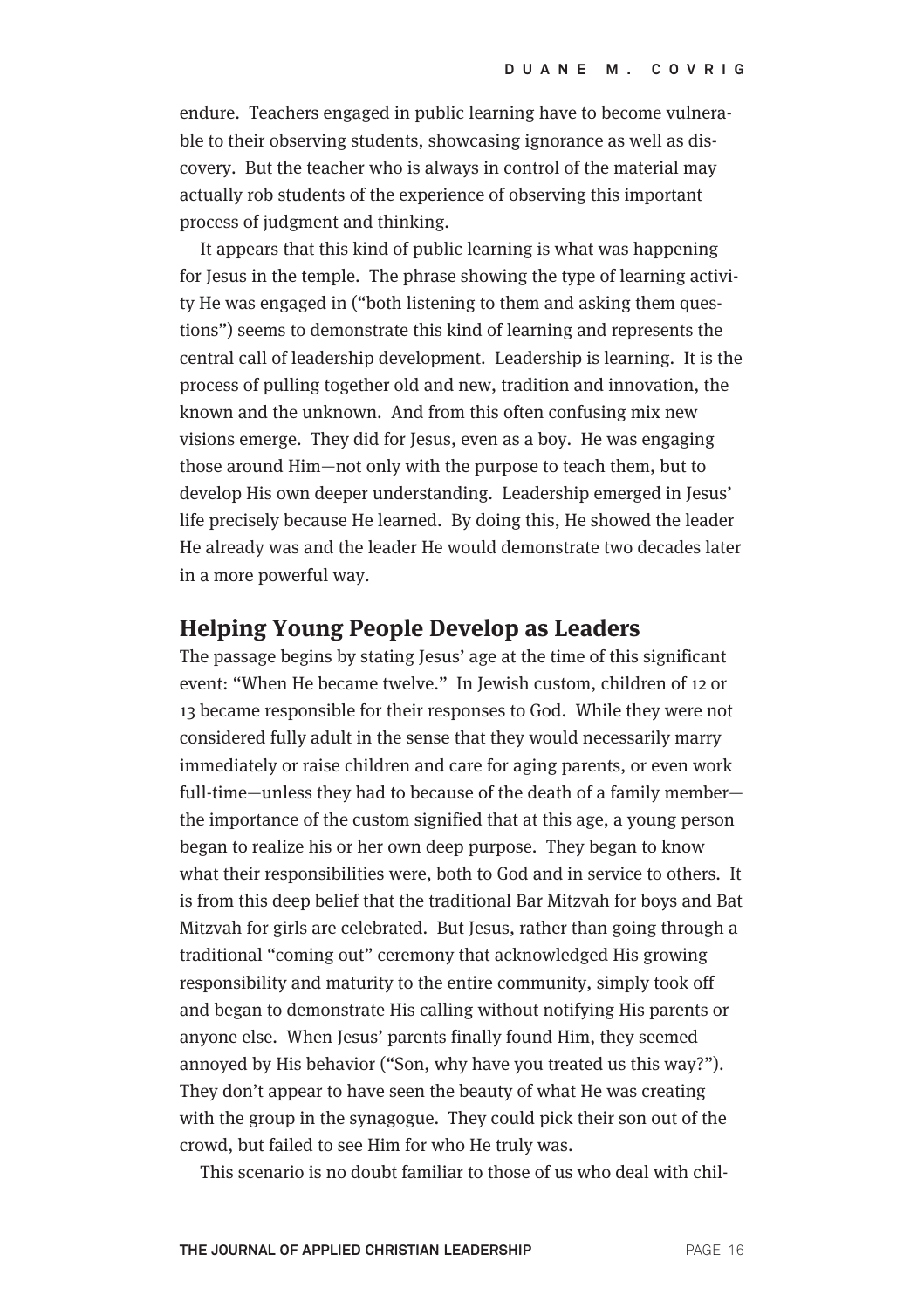endure. Teachers engaged in public learning have to become vulnerable to their observing students, showcasing ignorance as well as discovery. But the teacher who is always in control of the material may actually rob students of the experience of observing this important process of judgment and thinking.

It appears that this kind of public learning is what was happening for Jesus in the temple. The phrase showing the type of learning activity He was engaged in ("both listening to them and asking them questions") seems to demonstrate this kind of learning and represents the central call of leadership development. Leadership is learning. It is the process of pulling together old and new, tradition and innovation, the known and the unknown. And from this often confusing mix new visions emerge. They did for Jesus, even as a boy. He was engaging those around Him—not only with the purpose to teach them, but to develop His own deeper understanding. Leadership emerged in Jesus' life precisely because He learned. By doing this, He showed the leader He already was and the leader He would demonstrate two decades later in a more powerful way.

## Helping Young People Develop as Leaders

The passage begins by stating Jesus' age at the time of this significant event: "When He became twelve." In Jewish custom, children of 12 or 13 became responsible for their responses to God. While they were not considered fully adult in the sense that they would necessarily marry immediately or raise children and care for aging parents, or even work full-time—unless they had to because of the death of a family member—the importance of the custom signified that at this age, a young person began to realize his or her own deep purpose. They began to know what their responsibilities were, both to God and in service to others. It is from this deep belief that the traditional Bar Mitzvah for boys and Bat Mitzvah for girls are celebrated. But Jesus, rather than going through a traditional "coming out" ceremony that acknowledged His growing responsibility and maturity to the entire community, simply took off and began to demonstrate His calling without notifying His parents or anyone else. When Jesus' parents finally found Him, they seemed annoyed by His behavior ("Son, why have you treated us this way?"). They don't appear to have seen the beauty of what He was creating with the group in the synagogue. They could pick their son out of the crowd, but failed to see Him for who He truly was.

This scenario is no doubt familiar to those of us who deal with chil-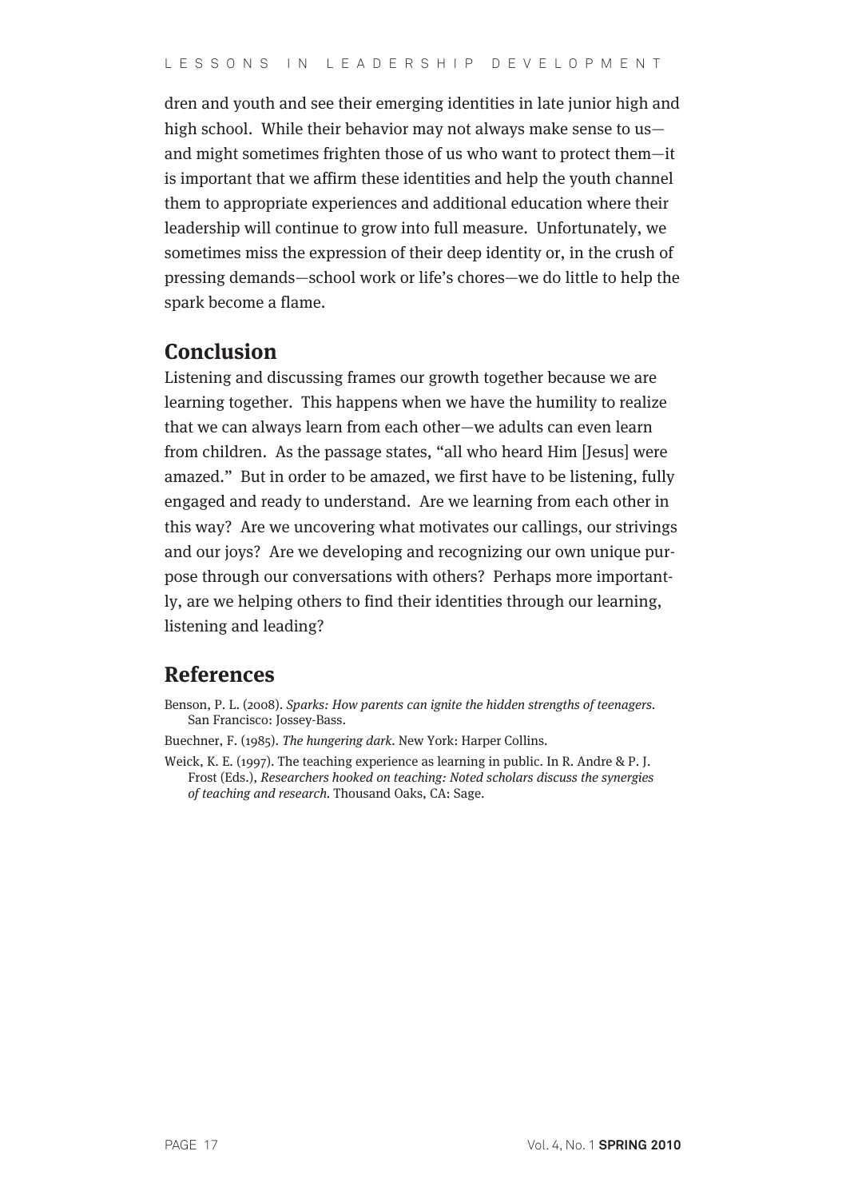dren and youth and see their emerging identities in late junior high and high school. While their behavior may not always make sense to us—and might sometimes frighten those of us who want to protect them—it is important that we affirm these identities and help the youth channel them to appropriate experiences and additional education where their leadership will continue to grow into full measure. Unfortunately, we sometimes miss the expression of their deep identity or, in the crush of pressing demands—school work or life's chores—we do little to help the spark become a flame.

## Conclusion

Listening and discussing frames our growth together because we are learning together. This happens when we have the humility to realize that we can always learn from each other—we adults can even learn from children. As the passage states, "all who heard Him [Jesus] were amazed." But in order to be amazed, we first have to be listening, fully engaged and ready to understand. Are we learning from each other in this way? Are we uncovering what motivates our callings, our strivings and our joys? Are we developing and recognizing our own unique purpose through our conversations with others? Perhaps more importantly, are we helping others to find their identities through our learning, listening and leading?

## References

Benson, P. L. (2008). *Sparks: How parents can ignite the hidden strengths of teenagers.* San Francisco: Jossey-Bass.

Buechner, F. (1985). *The hungering dark.* New York: Harper Collins.

Weick, K. E. (1997). The teaching experience as learning in public. In R. Andre & P. J. Frost (Eds.), *Researchers hooked on teaching: Noted scholars discuss the synergies of teaching and research.* Thousand Oaks, CA: Sage.